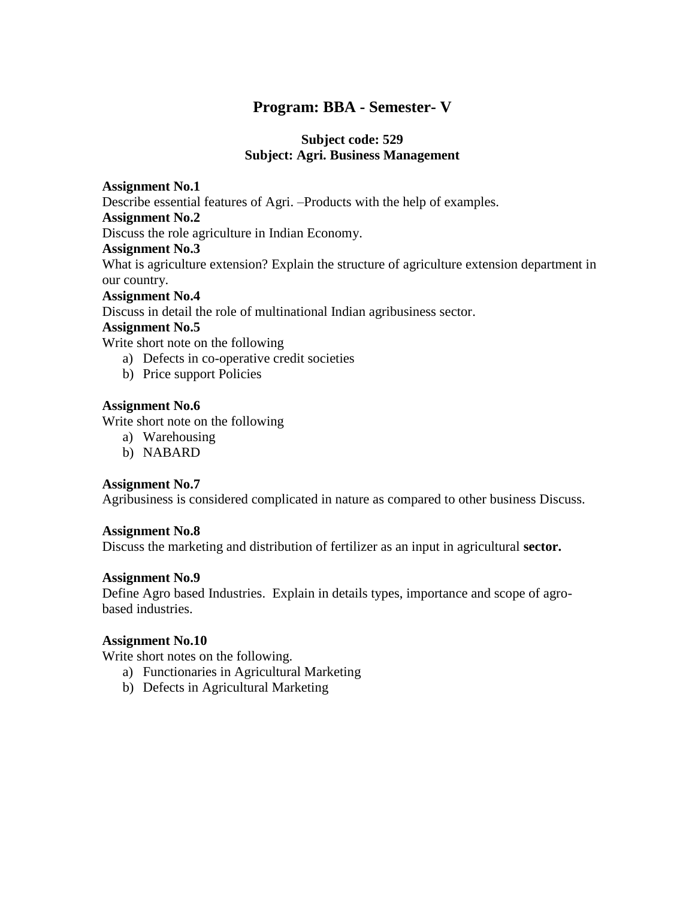# Program: BBA - Semester- V

### Subject code: 529
### Subject: Agri. Business Management

**Assignment No.1**

Describe essential features of Agri. –Products with the help of examples.

**Assignment No.2**

Discuss the role agriculture in Indian Economy.

**Assignment No.3**

What is agriculture extension? Explain the structure of agriculture extension department in our country.

**Assignment No.4**

Discuss in detail the role of multinational Indian agribusiness sector.

**Assignment No.5**

Write short note on the following

a) Defects in co-operative credit societies
b) Price support Policies

**Assignment No.6**

Write short note on the following

a) Warehousing
b) NABARD

**Assignment No.7**

Agribusiness is considered complicated in nature as compared to other business Discuss.

**Assignment No.8**

Discuss the marketing and distribution of fertilizer as an input in agricultural **sector.**

**Assignment No.9**

Define Agro based Industries. Explain in details types, importance and scope of agro-based industries.

**Assignment No.10**

Write short notes on the following.

a) Functionaries in Agricultural Marketing
b) Defects in Agricultural Marketing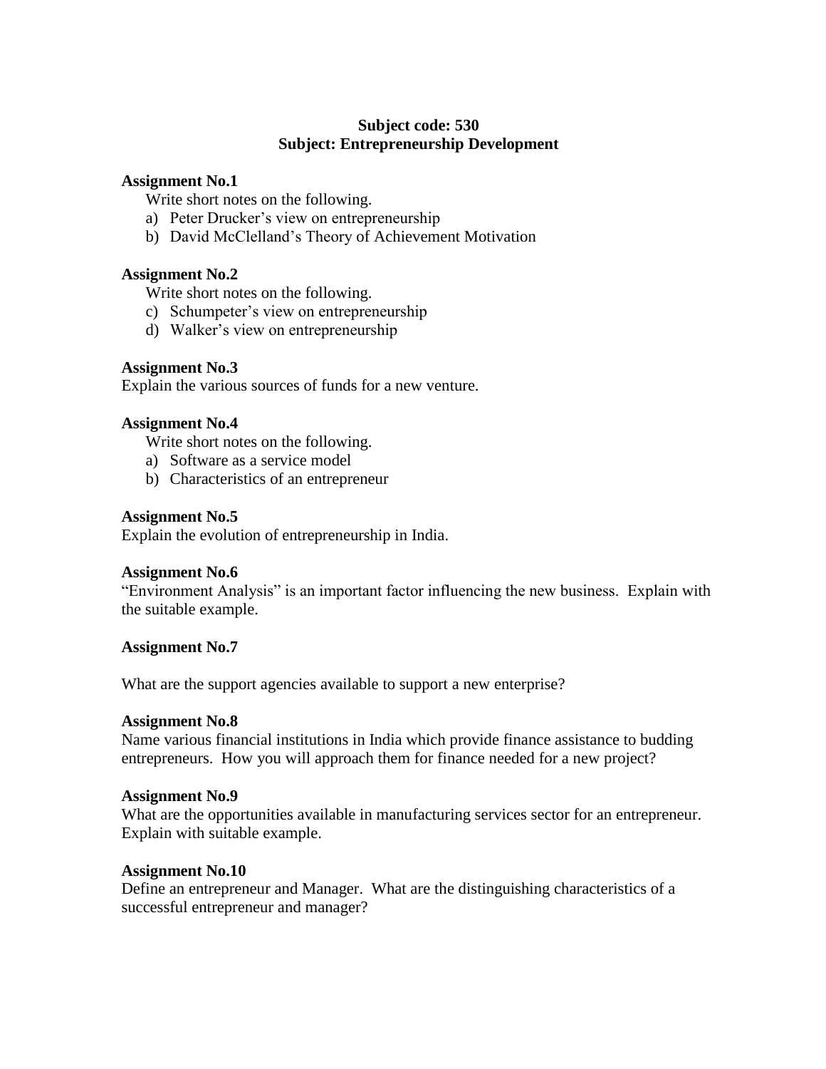**Subject code: 530**
**Subject: Entrepreneurship Development**

**Assignment No.1**

Write short notes on the following.

a) Peter Drucker's view on entrepreneurship
b) David McClelland's Theory of Achievement Motivation

**Assignment No.2**

Write short notes on the following.

c) Schumpeter's view on entrepreneurship
d) Walker's view on entrepreneurship

**Assignment No.3**

Explain the various sources of funds for a new venture.

**Assignment No.4**

Write short notes on the following.

a) Software as a service model
b) Characteristics of an entrepreneur

**Assignment No.5**

Explain the evolution of entrepreneurship in India.

**Assignment No.6**

"Environment Analysis" is an important factor influencing the new business. Explain with the suitable example.

**Assignment No.7**

What are the support agencies available to support a new enterprise?

**Assignment No.8**

Name various financial institutions in India which provide finance assistance to budding entrepreneurs. How you will approach them for finance needed for a new project?

**Assignment No.9**

What are the opportunities available in manufacturing services sector for an entrepreneur. Explain with suitable example.

**Assignment No.10**

Define an entrepreneur and Manager. What are the distinguishing characteristics of a successful entrepreneur and manager?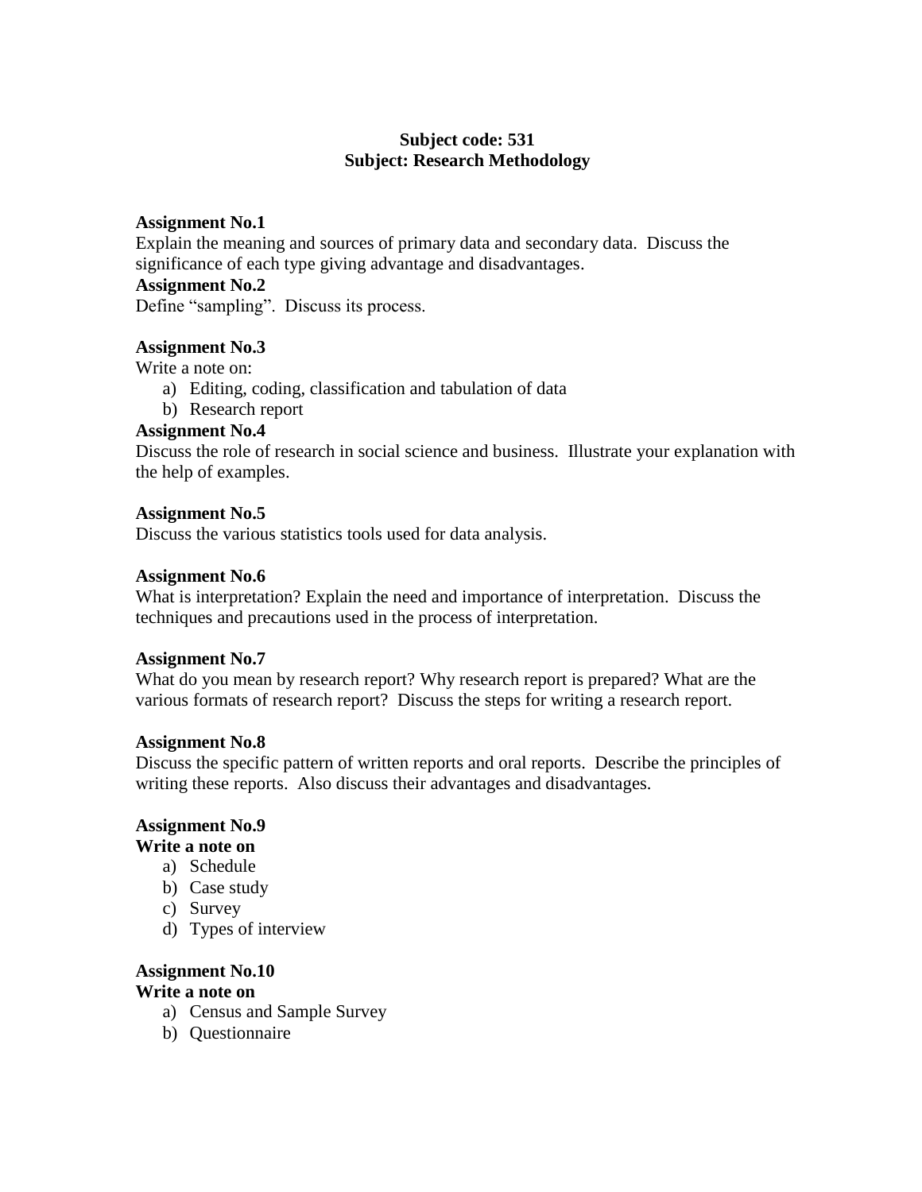**Subject code: 531**
**Subject: Research Methodology**

**Assignment No.1**
Explain the meaning and sources of primary data and secondary data. Discuss the significance of each type giving advantage and disadvantages.

**Assignment No.2**
Define "sampling". Discuss its process.

**Assignment No.3**
Write a note on:

a) Editing, coding, classification and tabulation of data
b) Research report

**Assignment No.4**
Discuss the role of research in social science and business. Illustrate your explanation with the help of examples.

**Assignment No.5**
Discuss the various statistics tools used for data analysis.

**Assignment No.6**
What is interpretation? Explain the need and importance of interpretation. Discuss the techniques and precautions used in the process of interpretation.

**Assignment No.7**
What do you mean by research report? Why research report is prepared? What are the various formats of research report? Discuss the steps for writing a research report.

**Assignment No.8**
Discuss the specific pattern of written reports and oral reports. Describe the principles of writing these reports. Also discuss their advantages and disadvantages.

**Assignment No.9**
**Write a note on**

a) Schedule
b) Case study
c) Survey
d) Types of interview

**Assignment No.10**
**Write a note on**

a) Census and Sample Survey
b) Questionnaire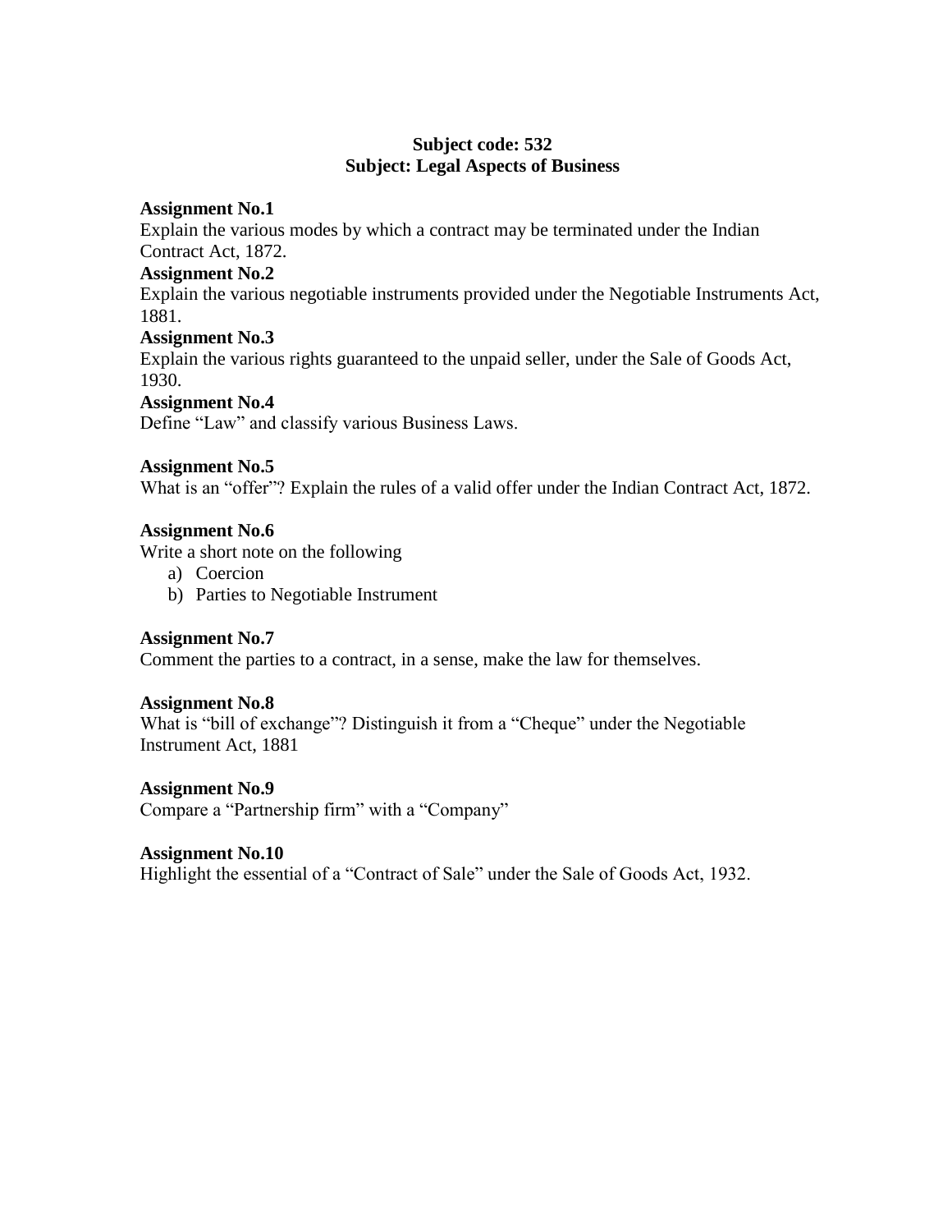**Subject code: 532**
**Subject: Legal Aspects of Business**

**Assignment No.1**
Explain the various modes by which a contract may be terminated under the Indian Contract Act, 1872.

**Assignment No.2**
Explain the various negotiable instruments provided under the Negotiable Instruments Act, 1881.

**Assignment No.3**
Explain the various rights guaranteed to the unpaid seller, under the Sale of Goods Act, 1930.

**Assignment No.4**
Define "Law" and classify various Business Laws.

**Assignment No.5**
What is an "offer"? Explain the rules of a valid offer under the Indian Contract Act, 1872.

**Assignment No.6**
Write a short note on the following

a) Coercion
b) Parties to Negotiable Instrument

**Assignment No.7**
Comment the parties to a contract, in a sense, make the law for themselves.

**Assignment No.8**
What is "bill of exchange"? Distinguish it from a "Cheque" under the Negotiable Instrument Act, 1881

**Assignment No.9**
Compare a "Partnership firm" with a "Company"

**Assignment No.10**
Highlight the essential of a "Contract of Sale" under the Sale of Goods Act, 1932.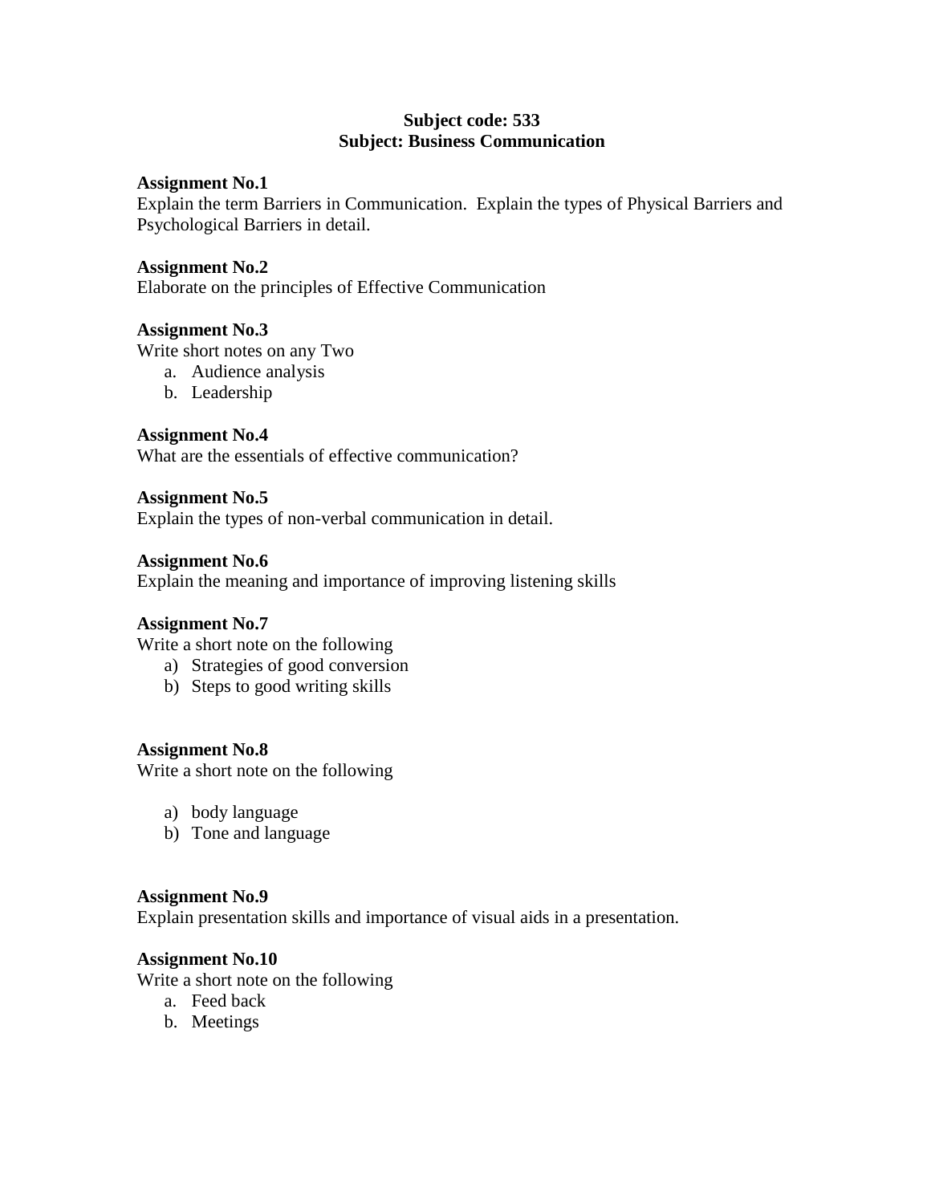**Subject code: 533**
**Subject: Business Communication**

**Assignment No.1**
Explain the term Barriers in Communication. Explain the types of Physical Barriers and Psychological Barriers in detail.

**Assignment No.2**
Elaborate on the principles of Effective Communication

**Assignment No.3**
Write short notes on any Two

a. Audience analysis
b. Leadership

**Assignment No.4**
What are the essentials of effective communication?

**Assignment No.5**
Explain the types of non-verbal communication in detail.

**Assignment No.6**
Explain the meaning and importance of improving listening skills

**Assignment No.7**
Write a short note on the following

a) Strategies of good conversion
b) Steps to good writing skills

**Assignment No.8**
Write a short note on the following

a) body language
b) Tone and language

**Assignment No.9**
Explain presentation skills and importance of visual aids in a presentation.

**Assignment No.10**
Write a short note on the following

a. Feed back
b. Meetings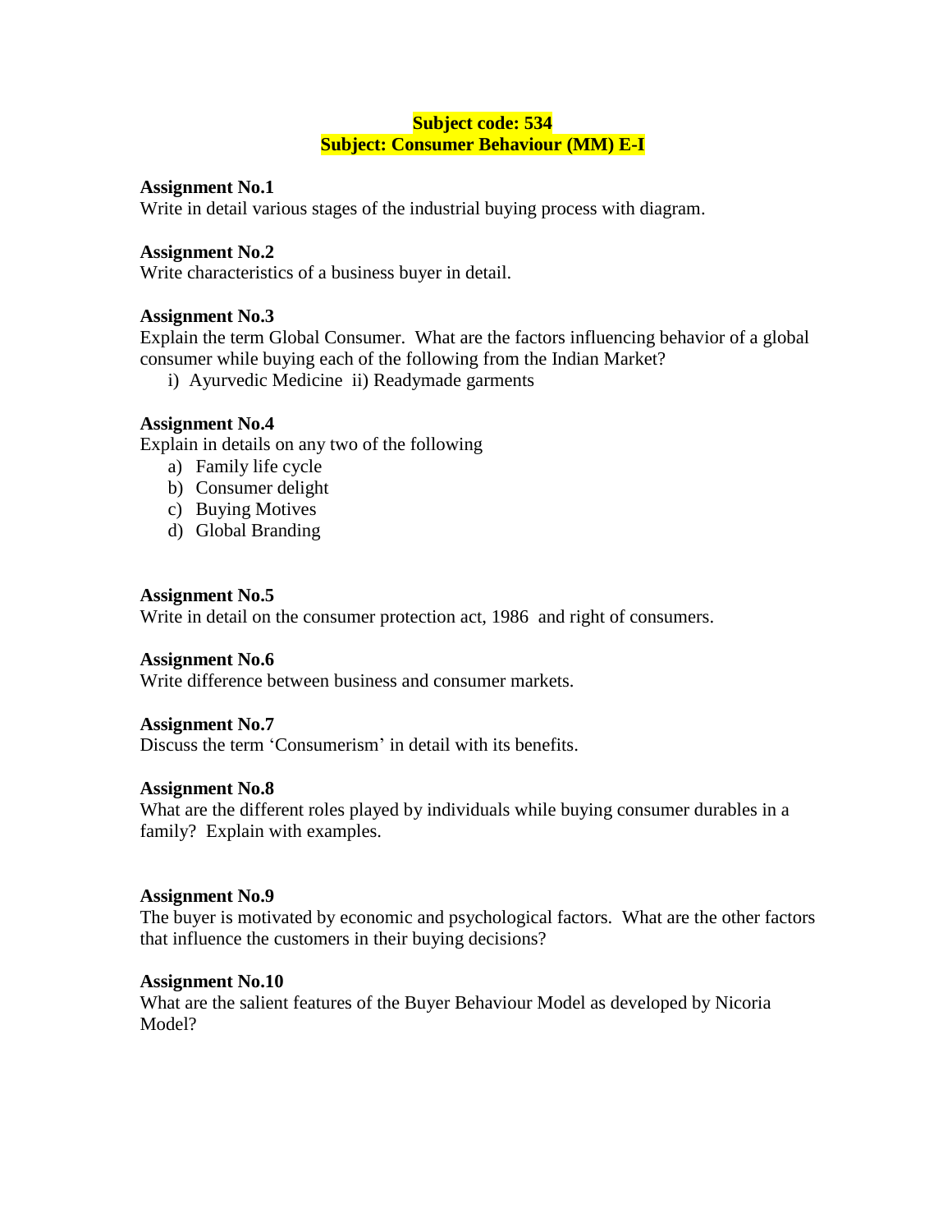**Subject code: 534**
**Subject: Consumer Behaviour (MM) E-I**

**Assignment No.1**
Write in detail various stages of the industrial buying process with diagram.

**Assignment No.2**
Write characteristics of a business buyer in detail.

**Assignment No.3**
Explain the term Global Consumer. What are the factors influencing behavior of a global consumer while buying each of the following from the Indian Market?

i) Ayurvedic Medicine ii) Readymade garments

**Assignment No.4**
Explain in details on any two of the following

a) Family life cycle
b) Consumer delight
c) Buying Motives
d) Global Branding

**Assignment No.5**
Write in detail on the consumer protection act, 1986 and right of consumers.

**Assignment No.6**
Write difference between business and consumer markets.

**Assignment No.7**
Discuss the term 'Consumerism' in detail with its benefits.

**Assignment No.8**
What are the different roles played by individuals while buying consumer durables in a family? Explain with examples.

**Assignment No.9**
The buyer is motivated by economic and psychological factors. What are the other factors that influence the customers in their buying decisions?

**Assignment No.10**
What are the salient features of the Buyer Behaviour Model as developed by Nicoria Model?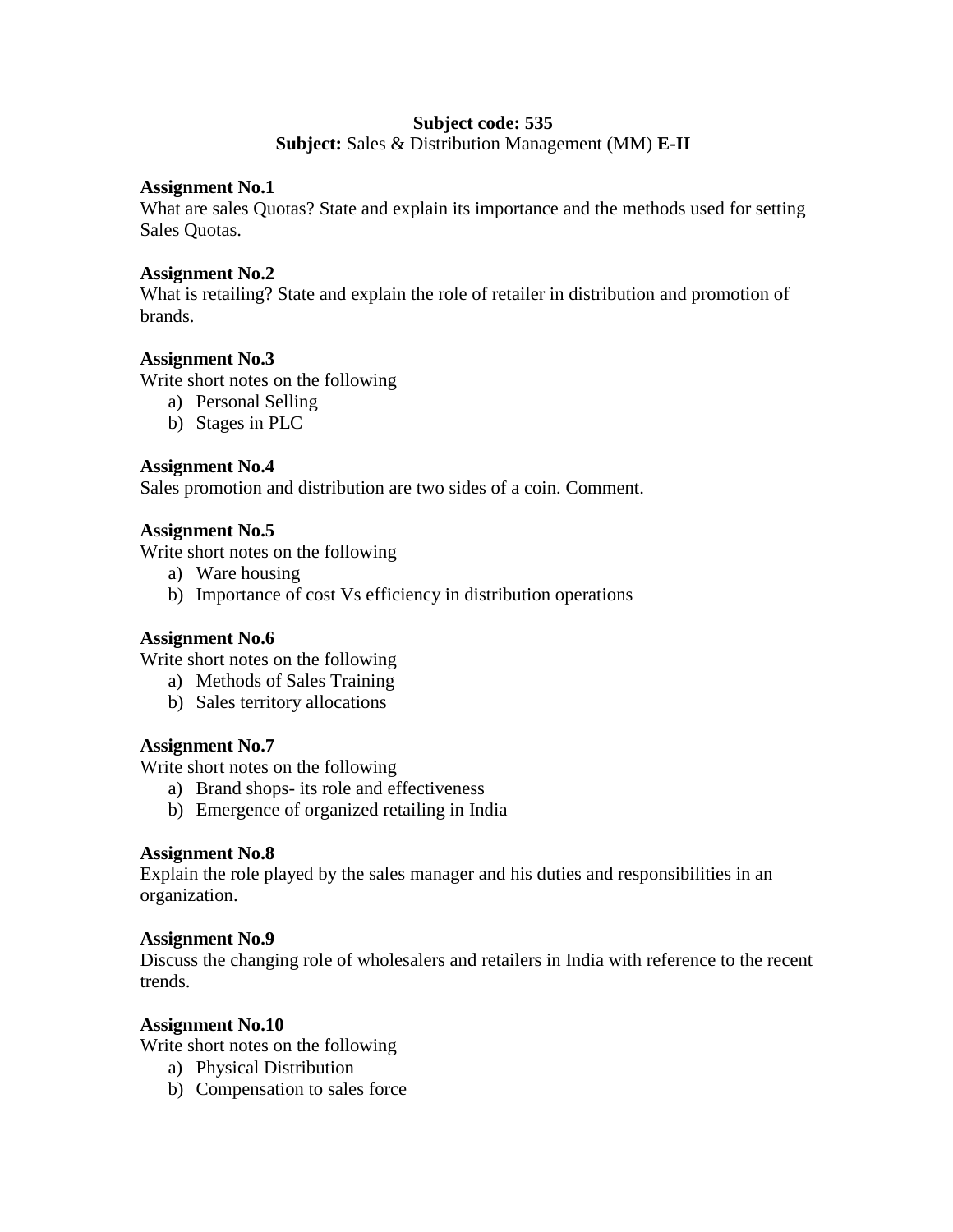**Subject code: 535**

**Subject:** Sales & Distribution Management (MM) **E-II**

**Assignment No.1**

What are sales Quotas? State and explain its importance and the methods used for setting Sales Quotas.

**Assignment No.2**

What is retailing? State and explain the role of retailer in distribution and promotion of brands.

**Assignment No.3**

Write short notes on the following

a) Personal Selling
b) Stages in PLC

**Assignment No.4**

Sales promotion and distribution are two sides of a coin. Comment.

**Assignment No.5**

Write short notes on the following

a) Ware housing
b) Importance of cost Vs efficiency in distribution operations

**Assignment No.6**

Write short notes on the following

a) Methods of Sales Training
b) Sales territory allocations

**Assignment No.7**

Write short notes on the following

a) Brand shops- its role and effectiveness
b) Emergence of organized retailing in India

**Assignment No.8**

Explain the role played by the sales manager and his duties and responsibilities in an organization.

**Assignment No.9**

Discuss the changing role of wholesalers and retailers in India with reference to the recent trends.

**Assignment No.10**

Write short notes on the following

a) Physical Distribution
b) Compensation to sales force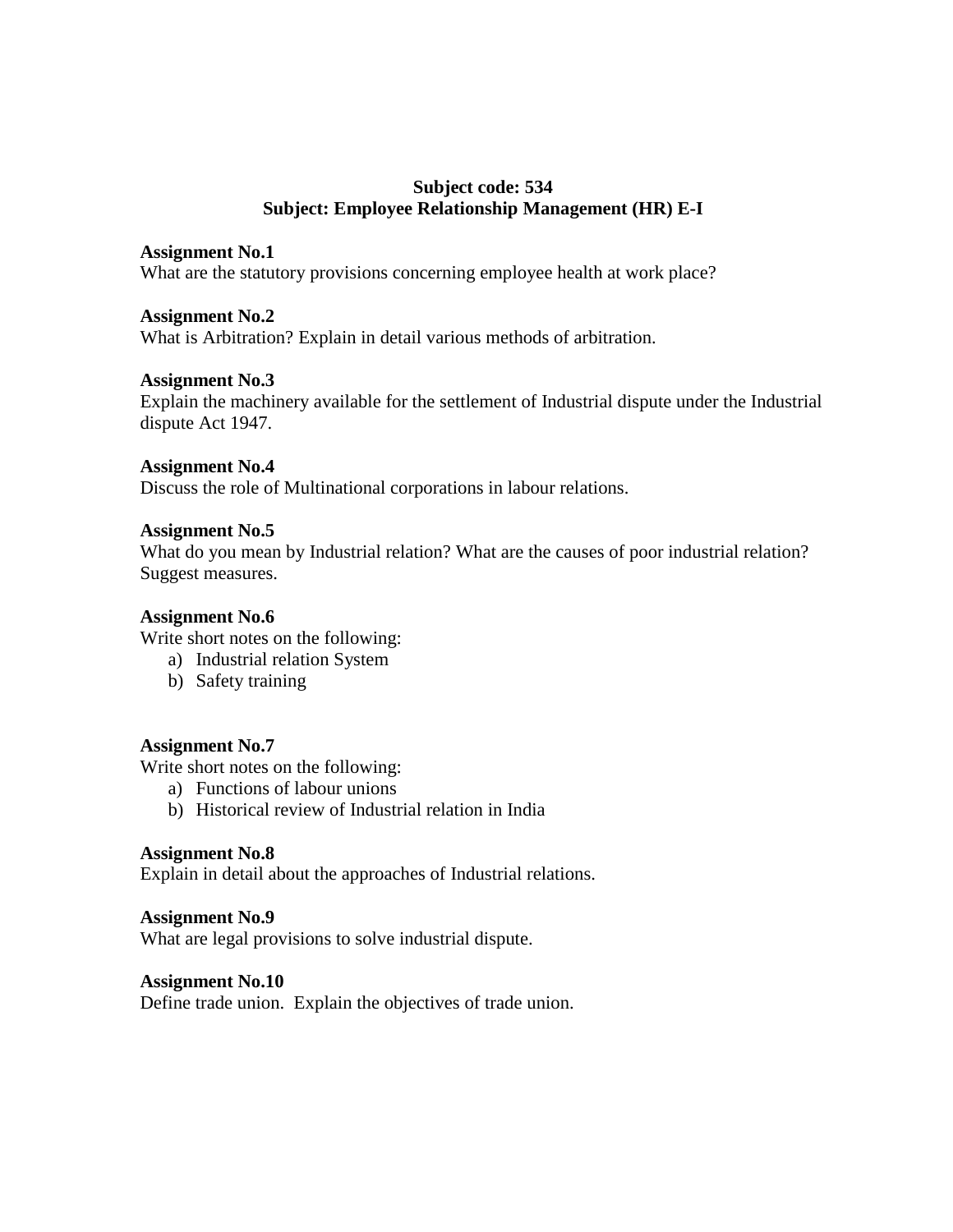**Subject code: 534**
**Subject: Employee Relationship Management (HR) E-I**

**Assignment No.1**
What are the statutory provisions concerning employee health at work place?

**Assignment No.2**
What is Arbitration? Explain in detail various methods of arbitration.

**Assignment No.3**
Explain the machinery available for the settlement of Industrial dispute under the Industrial dispute Act 1947.

**Assignment No.4**
Discuss the role of Multinational corporations in labour relations.

**Assignment No.5**
What do you mean by Industrial relation? What are the causes of poor industrial relation? Suggest measures.

**Assignment No.6**
Write short notes on the following:

a) Industrial relation System
b) Safety training

**Assignment No.7**
Write short notes on the following:

a) Functions of labour unions
b) Historical review of Industrial relation in India

**Assignment No.8**
Explain in detail about the approaches of Industrial relations.

**Assignment No.9**
What are legal provisions to solve industrial dispute.

**Assignment No.10**
Define trade union. Explain the objectives of trade union.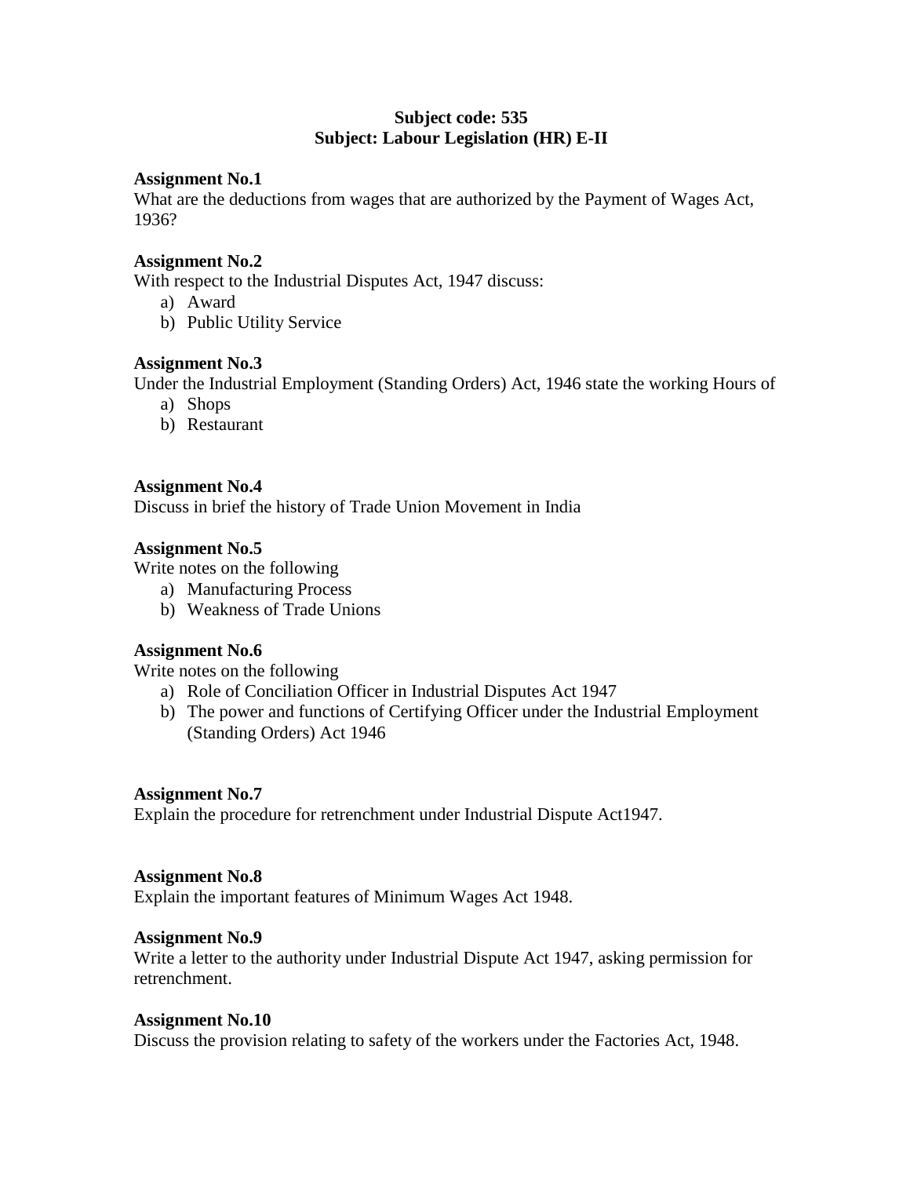**Subject code: 535**
**Subject: Labour Legislation (HR) E-II**

**Assignment No.1**
What are the deductions from wages that are authorized by the Payment of Wages Act, 1936?

**Assignment No.2**
With respect to the Industrial Disputes Act, 1947 discuss:

a) Award
b) Public Utility Service

**Assignment No.3**
Under the Industrial Employment (Standing Orders) Act, 1946 state the working Hours of

a) Shops
b) Restaurant

**Assignment No.4**
Discuss in brief the history of Trade Union Movement in India

**Assignment No.5**
Write notes on the following

a) Manufacturing Process
b) Weakness of Trade Unions

**Assignment No.6**
Write notes on the following

a) Role of Conciliation Officer in Industrial Disputes Act 1947
b) The power and functions of Certifying Officer under the Industrial Employment (Standing Orders) Act 1946

**Assignment No.7**
Explain the procedure for retrenchment under Industrial Dispute Act1947.

**Assignment No.8**
Explain the important features of Minimum Wages Act 1948.

**Assignment No.9**
Write a letter to the authority under Industrial Dispute Act 1947, asking permission for retrenchment.

**Assignment No.10**
Discuss the provision relating to safety of the workers under the Factories Act, 1948.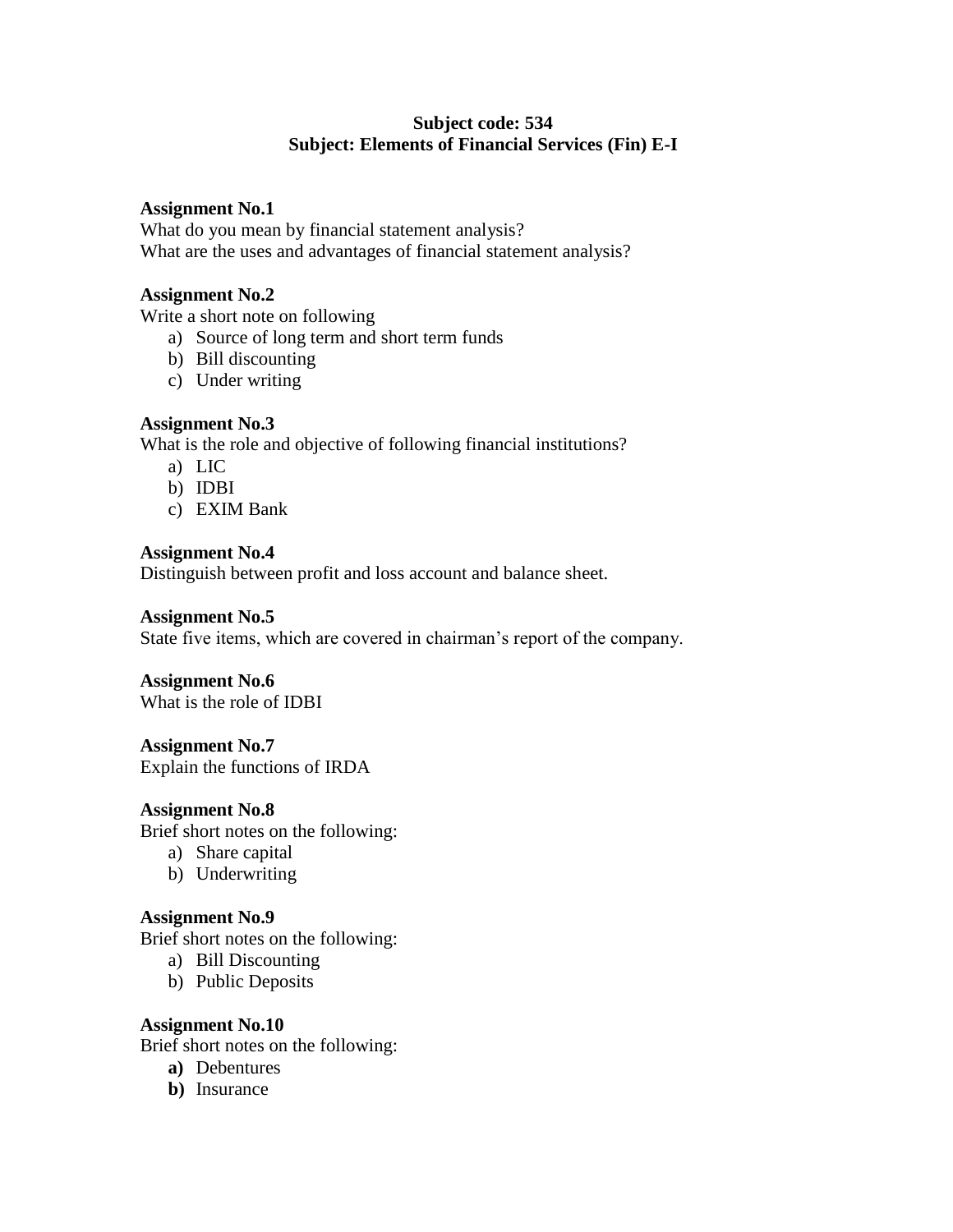**Subject code: 534**
**Subject: Elements of Financial Services (Fin) E-I**

**Assignment No.1**
What do you mean by financial statement analysis?
What are the uses and advantages of financial statement analysis?

**Assignment No.2**
Write a short note on following

a) Source of long term and short term funds
b) Bill discounting
c) Under writing

**Assignment No.3**
What is the role and objective of following financial institutions?

a) LIC
b) IDBI
c) EXIM Bank

**Assignment No.4**
Distinguish between profit and loss account and balance sheet.

**Assignment No.5**
State five items, which are covered in chairman's report of the company.

**Assignment No.6**
What is the role of IDBI

**Assignment No.7**
Explain the functions of IRDA

**Assignment No.8**
Brief short notes on the following:

a) Share capital
b) Underwriting

**Assignment No.9**
Brief short notes on the following:

a) Bill Discounting
b) Public Deposits

**Assignment No.10**
Brief short notes on the following:

**a)** Debentures
**b)** Insurance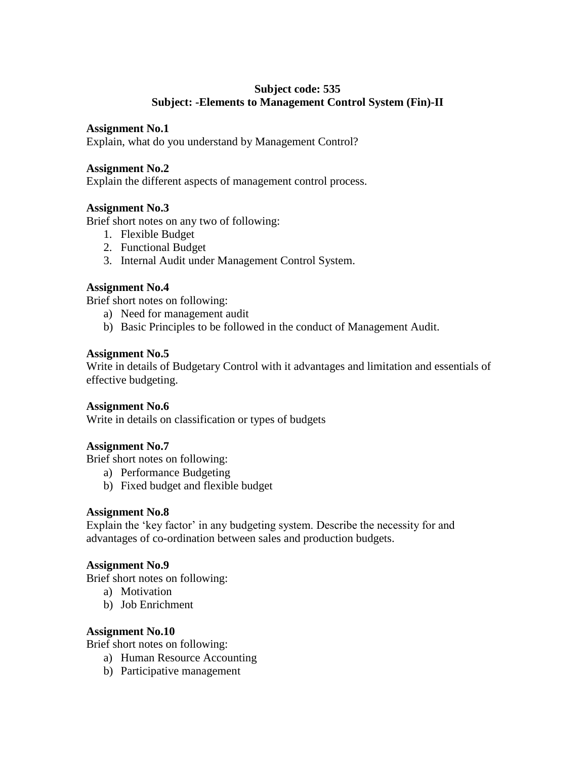**Subject code: 535**
**Subject: -Elements to Management Control System (Fin)-II**

**Assignment No.1**
Explain, what do you understand by Management Control?

**Assignment No.2**
Explain the different aspects of management control process.

**Assignment No.3**
Brief short notes on any two of following:

1. Flexible Budget
2. Functional Budget
3. Internal Audit under Management Control System.

**Assignment No.4**
Brief short notes on following:

a) Need for management audit
b) Basic Principles to be followed in the conduct of Management Audit.

**Assignment No.5**
Write in details of Budgetary Control with it advantages and limitation and essentials of effective budgeting.

**Assignment No.6**
Write in details on classification or types of budgets

**Assignment No.7**
Brief short notes on following:

a) Performance Budgeting
b) Fixed budget and flexible budget

**Assignment No.8**
Explain the 'key factor' in any budgeting system. Describe the necessity for and advantages of co-ordination between sales and production budgets.

**Assignment No.9**
Brief short notes on following:

a) Motivation
b) Job Enrichment

**Assignment No.10**
Brief short notes on following:

a) Human Resource Accounting
b) Participative management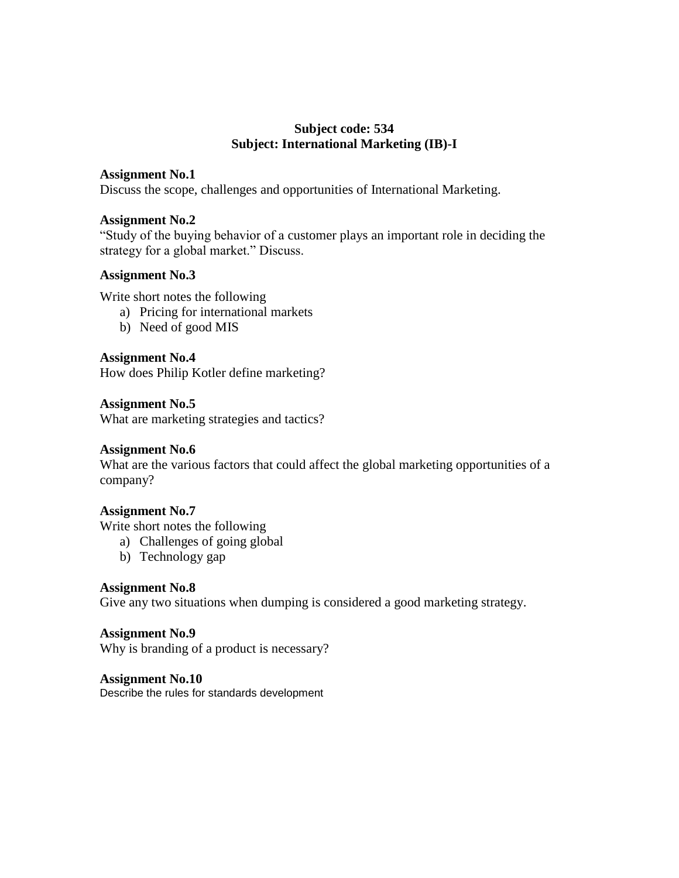**Subject code: 534**
**Subject: International Marketing (IB)-I**

**Assignment No.1**
Discuss the scope, challenges and opportunities of International Marketing.

**Assignment No.2**
"Study of the buying behavior of a customer plays an important role in deciding the strategy for a global market." Discuss.

**Assignment No.3**

Write short notes the following

a) Pricing for international markets
b) Need of good MIS

**Assignment No.4**
How does Philip Kotler define marketing?

**Assignment No.5**
What are marketing strategies and tactics?

**Assignment No.6**
What are the various factors that could affect the global marketing opportunities of a company?

**Assignment No.7**
Write short notes the following

a) Challenges of going global
b) Technology gap

**Assignment No.8**
Give any two situations when dumping is considered a good marketing strategy.

**Assignment No.9**
Why is branding of a product is necessary?

**Assignment No.10**
Describe the rules for standards development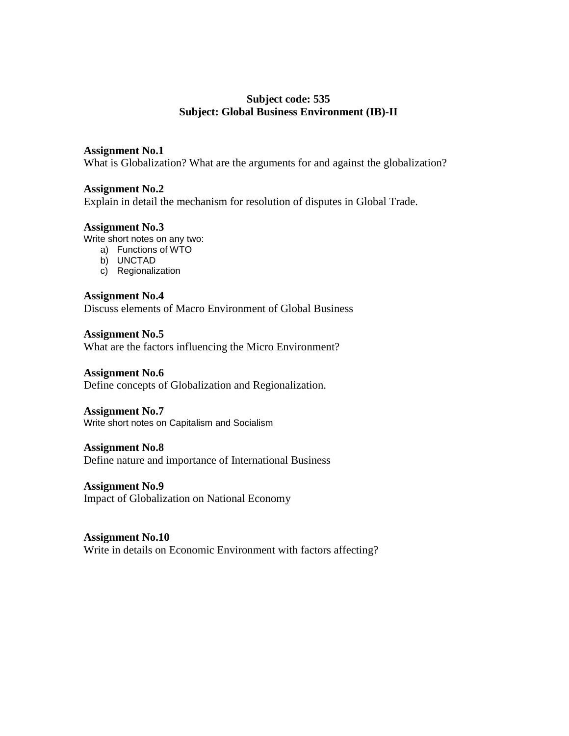**Subject code: 535**
**Subject: Global Business Environment (IB)-II**

**Assignment No.1**
What is Globalization? What are the arguments for and against the globalization?

**Assignment No.2**
Explain in detail the mechanism for resolution of disputes in Global Trade.

**Assignment No.3**
Write short notes on any two:

a) Functions of WTO
b) UNCTAD
c) Regionalization

**Assignment No.4**
Discuss elements of Macro Environment of Global Business

**Assignment No.5**
What are the factors influencing the Micro Environment?

**Assignment No.6**
Define concepts of Globalization and Regionalization.

**Assignment No.7**
Write short notes on Capitalism and Socialism

**Assignment No.8**
Define nature and importance of International Business

**Assignment No.9**
Impact of Globalization on National Economy

**Assignment No.10**
Write in details on Economic Environment with factors affecting?